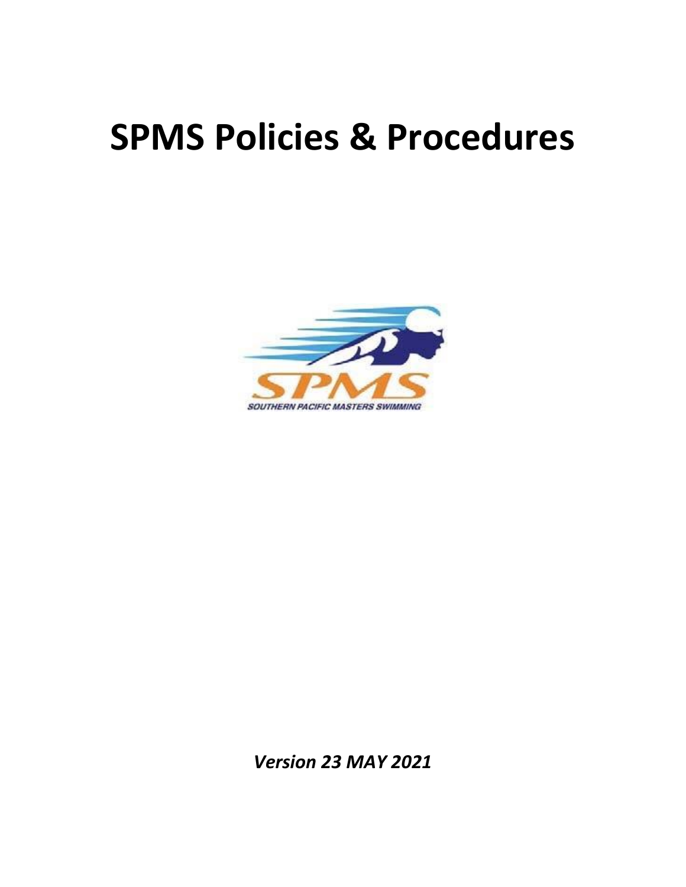# SPMS Policies & Procedures

*Version 23 MAY 2021*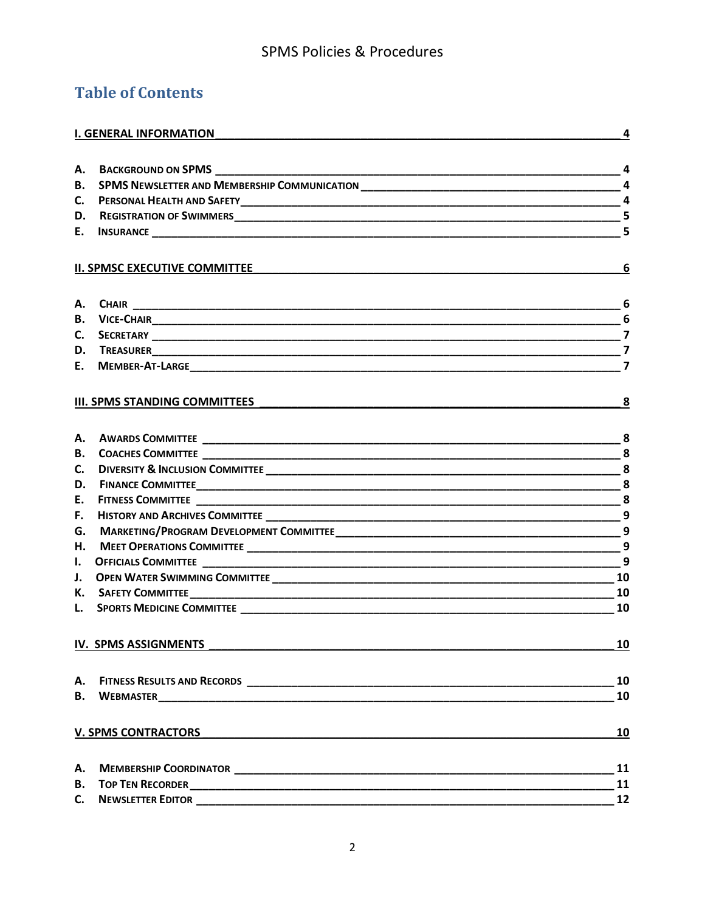## Table of Contents

**I. GENERAL INFORMATION** — 4

- A. Background on SPMS — 4
- B. SPMS Newsletter and Membership Communication — 4
- C. Personal Health and Safety — 4
- D. Registration of Swimmers — 5
- E. Insurance — 5

**II. SPMSC EXECUTIVE COMMITTEE** — 6

- A. Chair — 6
- B. Vice-Chair — 6
- C. Secretary — 7
- D. Treasurer — 7
- E. Member-At-Large — 7

**III. SPMS STANDING COMMITTEES** — 8

- A. Awards Committee — 8
- B. Coaches Committee — 8
- C. Diversity & Inclusion Committee — 8
- D. Finance Committee — 8
- E. Fitness Committee — 8
- F. History and Archives Committee — 9
- G. Marketing/Program Development Committee — 9
- H. Meet Operations Committee — 9
- I. Officials Committee — 9
- J. Open Water Swimming Committee — 10
- K. Safety Committee — 10
- L. Sports Medicine Committee — 10

**IV. SPMS ASSIGNMENTS** — 10

- A. Fitness Results and Records — 10
- B. Webmaster — 10

**V. SPMS CONTRACTORS** — 10

- A. Membership Coordinator — 11
- B. Top Ten Recorder — 11
- C. Newsletter Editor — 12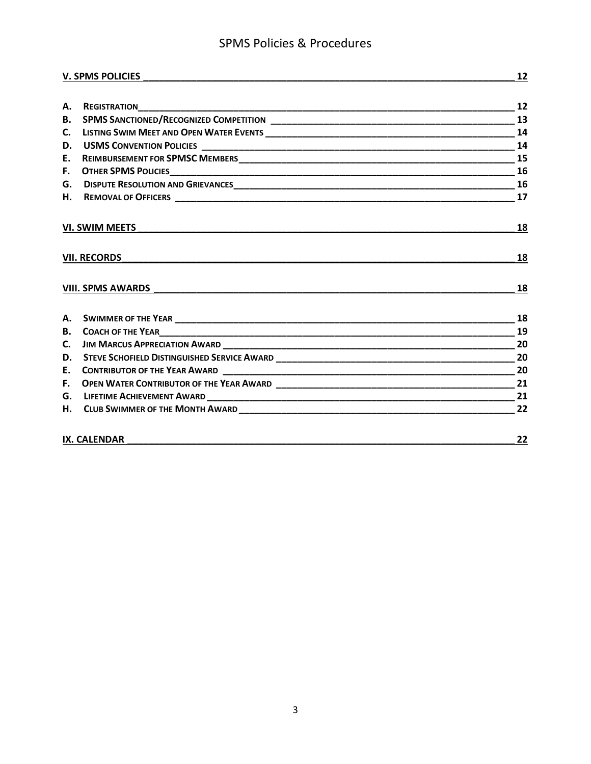V. SPMS POLICIES ____ 12

A. Registration ____ 12
B. SPMS Sanctioned/Recognized Competition ____ 13
C. Listing Swim Meet and Open Water Events ____ 14
D. USMS Convention Policies ____ 14
E. Reimbursement for SPMSC Members ____ 15
F. Other SPMS Policies ____ 16
G. Dispute Resolution and Grievances ____ 16
H. Removal of Officers ____ 17

VI. SWIM MEETS ____ 18

VII. RECORDS ____ 18

VIII. SPMS AWARDS ____ 18

A. Swimmer of the Year ____ 18
B. Coach of the Year ____ 19
C. Jim Marcus Appreciation Award ____ 20
D. Steve Schofield Distinguished Service Award ____ 20
E. Contributor of the Year Award ____ 20
F. Open Water Contributor of the Year Award ____ 21
G. Lifetime Achievement Award ____ 21
H. Club Swimmer of the Month Award ____ 22

IX. CALENDAR ____ 22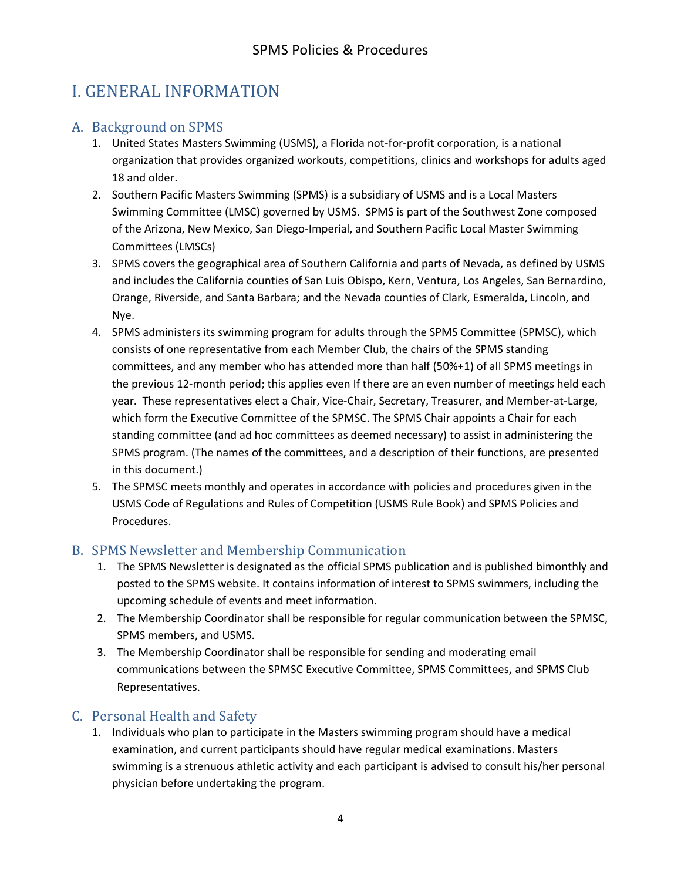# I. GENERAL INFORMATION

## A. Background on SPMS

1. United States Masters Swimming (USMS), a Florida not-for-profit corporation, is a national organization that provides organized workouts, competitions, clinics and workshops for adults aged 18 and older.
2. Southern Pacific Masters Swimming (SPMS) is a subsidiary of USMS and is a Local Masters Swimming Committee (LMSC) governed by USMS. SPMS is part of the Southwest Zone composed of the Arizona, New Mexico, San Diego-Imperial, and Southern Pacific Local Master Swimming Committees (LMSCs)
3. SPMS covers the geographical area of Southern California and parts of Nevada, as defined by USMS and includes the California counties of San Luis Obispo, Kern, Ventura, Los Angeles, San Bernardino, Orange, Riverside, and Santa Barbara; and the Nevada counties of Clark, Esmeralda, Lincoln, and Nye.
4. SPMS administers its swimming program for adults through the SPMS Committee (SPMSC), which consists of one representative from each Member Club, the chairs of the SPMS standing committees, and any member who has attended more than half (50%+1) of all SPMS meetings in the previous 12-month period; this applies even If there are an even number of meetings held each year. These representatives elect a Chair, Vice-Chair, Secretary, Treasurer, and Member-at-Large, which form the Executive Committee of the SPMSC. The SPMS Chair appoints a Chair for each standing committee (and ad hoc committees as deemed necessary) to assist in administering the SPMS program. (The names of the committees, and a description of their functions, are presented in this document.)
5. The SPMSC meets monthly and operates in accordance with policies and procedures given in the USMS Code of Regulations and Rules of Competition (USMS Rule Book) and SPMS Policies and Procedures.

## B. SPMS Newsletter and Membership Communication

1. The SPMS Newsletter is designated as the official SPMS publication and is published bimonthly and posted to the SPMS website. It contains information of interest to SPMS swimmers, including the upcoming schedule of events and meet information.
2. The Membership Coordinator shall be responsible for regular communication between the SPMSC, SPMS members, and USMS.
3. The Membership Coordinator shall be responsible for sending and moderating email communications between the SPMSC Executive Committee, SPMS Committees, and SPMS Club Representatives.

## C. Personal Health and Safety

1. Individuals who plan to participate in the Masters swimming program should have a medical examination, and current participants should have regular medical examinations. Masters swimming is a strenuous athletic activity and each participant is advised to consult his/her personal physician before undertaking the program.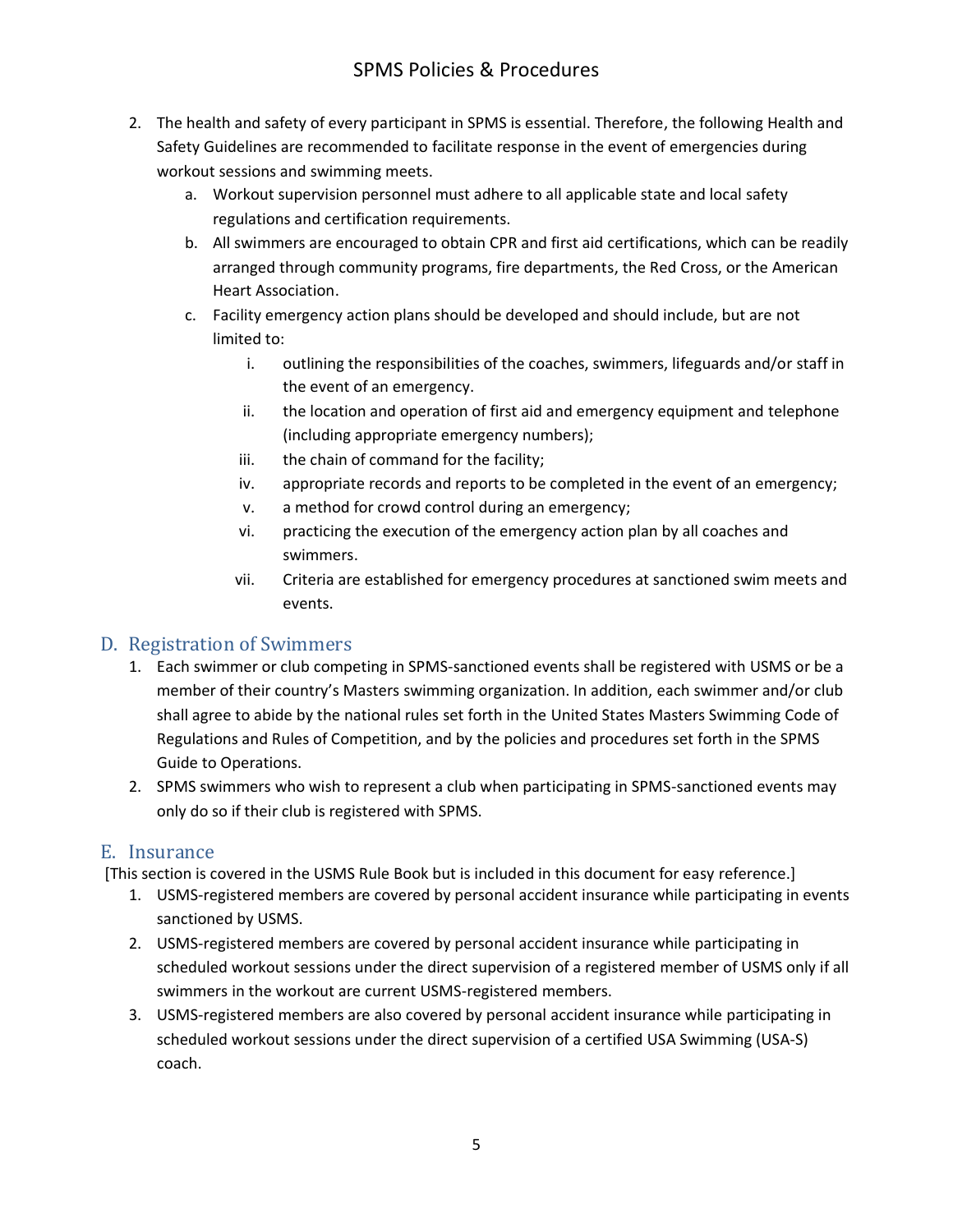2. The health and safety of every participant in SPMS is essential. Therefore, the following Health and Safety Guidelines are recommended to facilitate response in the event of emergencies during workout sessions and swimming meets.
    a. Workout supervision personnel must adhere to all applicable state and local safety regulations and certification requirements.
    b. All swimmers are encouraged to obtain CPR and first aid certifications, which can be readily arranged through community programs, fire departments, the Red Cross, or the American Heart Association.
    c. Facility emergency action plans should be developed and should include, but are not limited to:
        i. outlining the responsibilities of the coaches, swimmers, lifeguards and/or staff in the event of an emergency.
        ii. the location and operation of first aid and emergency equipment and telephone (including appropriate emergency numbers);
        iii. the chain of command for the facility;
        iv. appropriate records and reports to be completed in the event of an emergency;
        v. a method for crowd control during an emergency;
        vi. practicing the execution of the emergency action plan by all coaches and swimmers.
        vii. Criteria are established for emergency procedures at sanctioned swim meets and events.

## D. Registration of Swimmers

1. Each swimmer or club competing in SPMS-sanctioned events shall be registered with USMS or be a member of their country's Masters swimming organization. In addition, each swimmer and/or club shall agree to abide by the national rules set forth in the United States Masters Swimming Code of Regulations and Rules of Competition, and by the policies and procedures set forth in the SPMS Guide to Operations.
2. SPMS swimmers who wish to represent a club when participating in SPMS-sanctioned events may only do so if their club is registered with SPMS.

## E. Insurance

[This section is covered in the USMS Rule Book but is included in this document for easy reference.]

1. USMS-registered members are covered by personal accident insurance while participating in events sanctioned by USMS.
2. USMS-registered members are covered by personal accident insurance while participating in scheduled workout sessions under the direct supervision of a registered member of USMS only if all swimmers in the workout are current USMS-registered members.
3. USMS-registered members are also covered by personal accident insurance while participating in scheduled workout sessions under the direct supervision of a certified USA Swimming (USA-S) coach.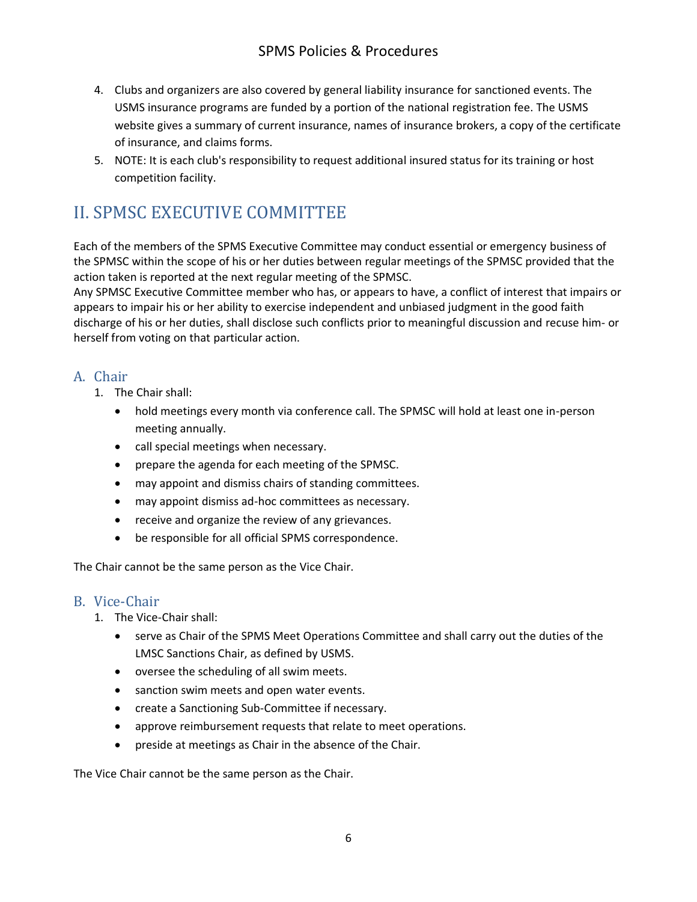4. Clubs and organizers are also covered by general liability insurance for sanctioned events. The USMS insurance programs are funded by a portion of the national registration fee. The USMS website gives a summary of current insurance, names of insurance brokers, a copy of the certificate of insurance, and claims forms.
5. NOTE: It is each club's responsibility to request additional insured status for its training or host competition facility.

# II. SPMSC EXECUTIVE COMMITTEE

Each of the members of the SPMS Executive Committee may conduct essential or emergency business of the SPMSC within the scope of his or her duties between regular meetings of the SPMSC provided that the action taken is reported at the next regular meeting of the SPMSC.
Any SPMSC Executive Committee member who has, or appears to have, a conflict of interest that impairs or appears to impair his or her ability to exercise independent and unbiased judgment in the good faith discharge of his or her duties, shall disclose such conflicts prior to meaningful discussion and recuse him- or herself from voting on that particular action.

## A. Chair

1. The Chair shall:
   - hold meetings every month via conference call. The SPMSC will hold at least one in-person meeting annually.
   - call special meetings when necessary.
   - prepare the agenda for each meeting of the SPMSC.
   - may appoint and dismiss chairs of standing committees.
   - may appoint dismiss ad-hoc committees as necessary.
   - receive and organize the review of any grievances.
   - be responsible for all official SPMS correspondence.

The Chair cannot be the same person as the Vice Chair.

## B. Vice-Chair

1. The Vice-Chair shall:
   - serve as Chair of the SPMS Meet Operations Committee and shall carry out the duties of the LMSC Sanctions Chair, as defined by USMS.
   - oversee the scheduling of all swim meets.
   - sanction swim meets and open water events.
   - create a Sanctioning Sub-Committee if necessary.
   - approve reimbursement requests that relate to meet operations.
   - preside at meetings as Chair in the absence of the Chair.

The Vice Chair cannot be the same person as the Chair.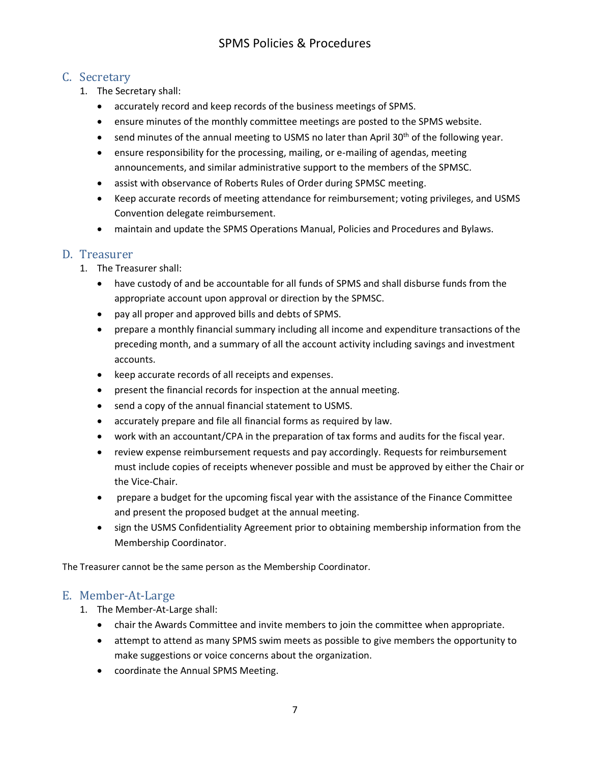## C. Secretary

1. The Secretary shall:
   - accurately record and keep records of the business meetings of SPMS.
   - ensure minutes of the monthly committee meetings are posted to the SPMS website.
   - send minutes of the annual meeting to USMS no later than April 30th of the following year.
   - ensure responsibility for the processing, mailing, or e-mailing of agendas, meeting announcements, and similar administrative support to the members of the SPMSC.
   - assist with observance of Roberts Rules of Order during SPMSC meeting.
   - Keep accurate records of meeting attendance for reimbursement; voting privileges, and USMS Convention delegate reimbursement.
   - maintain and update the SPMS Operations Manual, Policies and Procedures and Bylaws.

## D. Treasurer

1. The Treasurer shall:
   - have custody of and be accountable for all funds of SPMS and shall disburse funds from the appropriate account upon approval or direction by the SPMSC.
   - pay all proper and approved bills and debts of SPMS.
   - prepare a monthly financial summary including all income and expenditure transactions of the preceding month, and a summary of all the account activity including savings and investment accounts.
   - keep accurate records of all receipts and expenses.
   - present the financial records for inspection at the annual meeting.
   - send a copy of the annual financial statement to USMS.
   - accurately prepare and file all financial forms as required by law.
   - work with an accountant/CPA in the preparation of tax forms and audits for the fiscal year.
   - review expense reimbursement requests and pay accordingly. Requests for reimbursement must include copies of receipts whenever possible and must be approved by either the Chair or the Vice-Chair.
   - prepare a budget for the upcoming fiscal year with the assistance of the Finance Committee and present the proposed budget at the annual meeting.
   - sign the USMS Confidentiality Agreement prior to obtaining membership information from the Membership Coordinator.

The Treasurer cannot be the same person as the Membership Coordinator.

## E. Member-At-Large

1. The Member-At-Large shall:
   - chair the Awards Committee and invite members to join the committee when appropriate.
   - attempt to attend as many SPMS swim meets as possible to give members the opportunity to make suggestions or voice concerns about the organization.
   - coordinate the Annual SPMS Meeting.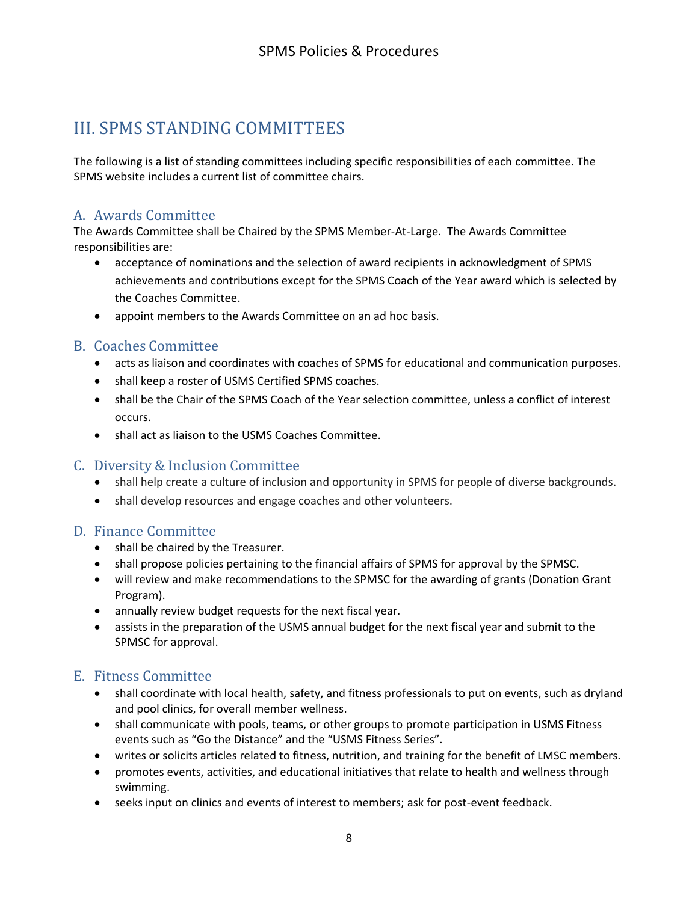# III. SPMS STANDING COMMITTEES

The following is a list of standing committees including specific responsibilities of each committee. The SPMS website includes a current list of committee chairs.

## A. Awards Committee

The Awards Committee shall be Chaired by the SPMS Member-At-Large. The Awards Committee responsibilities are:

- acceptance of nominations and the selection of award recipients in acknowledgment of SPMS achievements and contributions except for the SPMS Coach of the Year award which is selected by the Coaches Committee.
- appoint members to the Awards Committee on an ad hoc basis.

## B. Coaches Committee

- acts as liaison and coordinates with coaches of SPMS for educational and communication purposes.
- shall keep a roster of USMS Certified SPMS coaches.
- shall be the Chair of the SPMS Coach of the Year selection committee, unless a conflict of interest occurs.
- shall act as liaison to the USMS Coaches Committee.

## C. Diversity & Inclusion Committee

- shall help create a culture of inclusion and opportunity in SPMS for people of diverse backgrounds.
- shall develop resources and engage coaches and other volunteers.

## D. Finance Committee

- shall be chaired by the Treasurer.
- shall propose policies pertaining to the financial affairs of SPMS for approval by the SPMSC.
- will review and make recommendations to the SPMSC for the awarding of grants (Donation Grant Program).
- annually review budget requests for the next fiscal year.
- assists in the preparation of the USMS annual budget for the next fiscal year and submit to the SPMSC for approval.

## E. Fitness Committee

- shall coordinate with local health, safety, and fitness professionals to put on events, such as dryland and pool clinics, for overall member wellness.
- shall communicate with pools, teams, or other groups to promote participation in USMS Fitness events such as "Go the Distance" and the "USMS Fitness Series".
- writes or solicits articles related to fitness, nutrition, and training for the benefit of LMSC members.
- promotes events, activities, and educational initiatives that relate to health and wellness through swimming.
- seeks input on clinics and events of interest to members; ask for post-event feedback.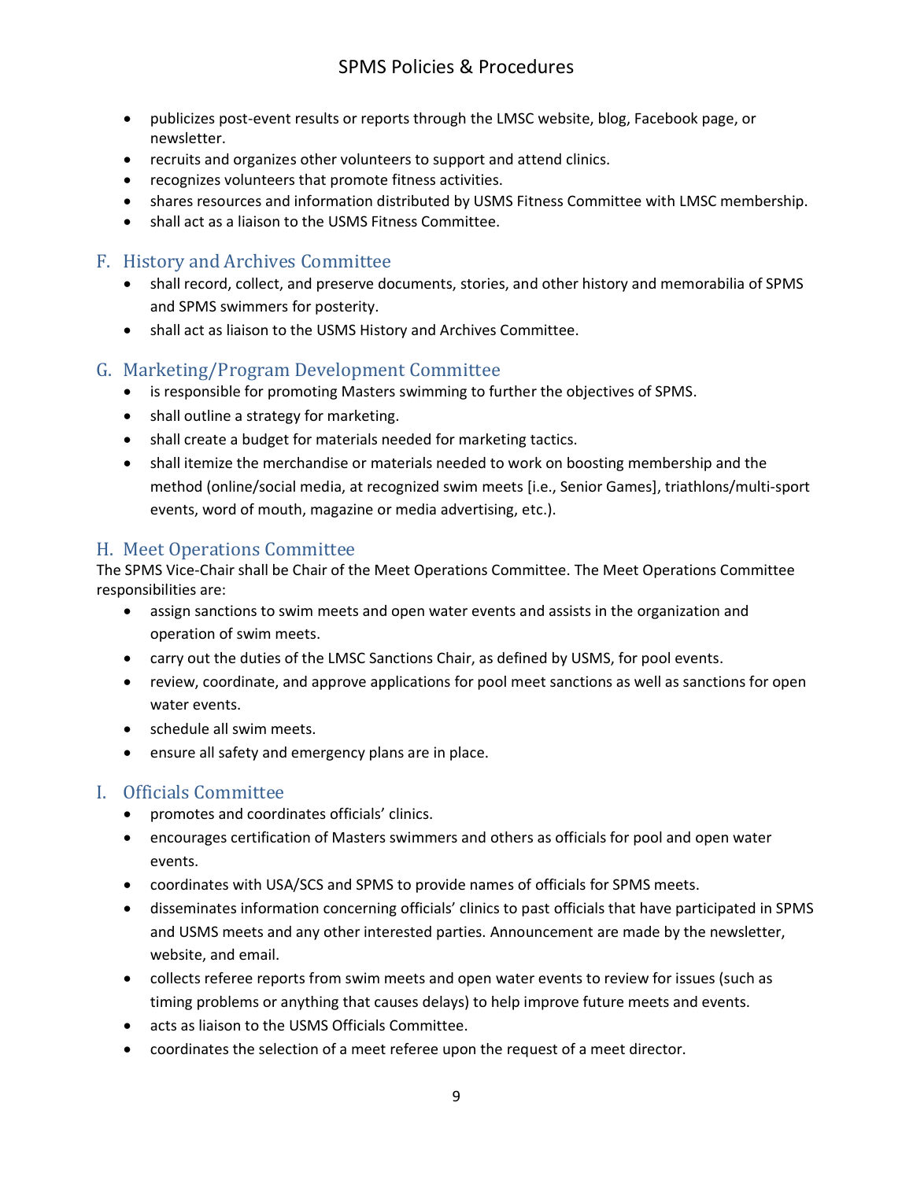- publicizes post-event results or reports through the LMSC website, blog, Facebook page, or newsletter.
- recruits and organizes other volunteers to support and attend clinics.
- recognizes volunteers that promote fitness activities.
- shares resources and information distributed by USMS Fitness Committee with LMSC membership.
- shall act as a liaison to the USMS Fitness Committee.

## F. History and Archives Committee

- shall record, collect, and preserve documents, stories, and other history and memorabilia of SPMS and SPMS swimmers for posterity.
- shall act as liaison to the USMS History and Archives Committee.

## G. Marketing/Program Development Committee

- is responsible for promoting Masters swimming to further the objectives of SPMS.
- shall outline a strategy for marketing.
- shall create a budget for materials needed for marketing tactics.
- shall itemize the merchandise or materials needed to work on boosting membership and the method (online/social media, at recognized swim meets [i.e., Senior Games], triathlons/multi-sport events, word of mouth, magazine or media advertising, etc.).

## H. Meet Operations Committee

The SPMS Vice-Chair shall be Chair of the Meet Operations Committee. The Meet Operations Committee responsibilities are:

- assign sanctions to swim meets and open water events and assists in the organization and operation of swim meets.
- carry out the duties of the LMSC Sanctions Chair, as defined by USMS, for pool events.
- review, coordinate, and approve applications for pool meet sanctions as well as sanctions for open water events.
- schedule all swim meets.
- ensure all safety and emergency plans are in place.

## I. Officials Committee

- promotes and coordinates officials' clinics.
- encourages certification of Masters swimmers and others as officials for pool and open water events.
- coordinates with USA/SCS and SPMS to provide names of officials for SPMS meets.
- disseminates information concerning officials' clinics to past officials that have participated in SPMS and USMS meets and any other interested parties. Announcement are made by the newsletter, website, and email.
- collects referee reports from swim meets and open water events to review for issues (such as timing problems or anything that causes delays) to help improve future meets and events.
- acts as liaison to the USMS Officials Committee.
- coordinates the selection of a meet referee upon the request of a meet director.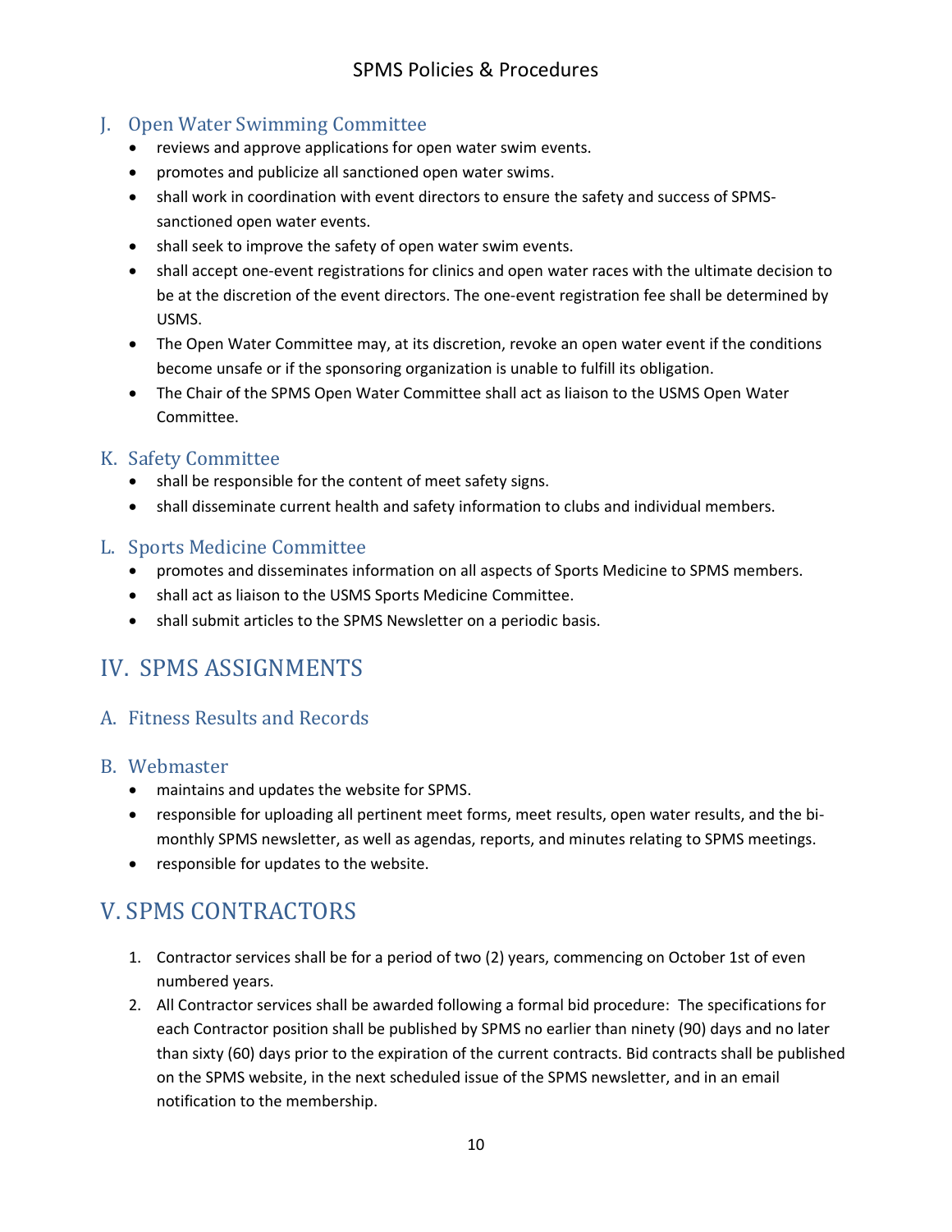### J. Open Water Swimming Committee

- reviews and approve applications for open water swim events.
- promotes and publicize all sanctioned open water swims.
- shall work in coordination with event directors to ensure the safety and success of SPMS-sanctioned open water events.
- shall seek to improve the safety of open water swim events.
- shall accept one-event registrations for clinics and open water races with the ultimate decision to be at the discretion of the event directors. The one-event registration fee shall be determined by USMS.
- The Open Water Committee may, at its discretion, revoke an open water event if the conditions become unsafe or if the sponsoring organization is unable to fulfill its obligation.
- The Chair of the SPMS Open Water Committee shall act as liaison to the USMS Open Water Committee.

### K. Safety Committee

- shall be responsible for the content of meet safety signs.
- shall disseminate current health and safety information to clubs and individual members.

### L. Sports Medicine Committee

- promotes and disseminates information on all aspects of Sports Medicine to SPMS members.
- shall act as liaison to the USMS Sports Medicine Committee.
- shall submit articles to the SPMS Newsletter on a periodic basis.

## IV. SPMS ASSIGNMENTS

### A. Fitness Results and Records

### B. Webmaster

- maintains and updates the website for SPMS.
- responsible for uploading all pertinent meet forms, meet results, open water results, and the bi-monthly SPMS newsletter, as well as agendas, reports, and minutes relating to SPMS meetings.
- responsible for updates to the website.

## V. SPMS CONTRACTORS

1. Contractor services shall be for a period of two (2) years, commencing on October 1st of even numbered years.
2. All Contractor services shall be awarded following a formal bid procedure: The specifications for each Contractor position shall be published by SPMS no earlier than ninety (90) days and no later than sixty (60) days prior to the expiration of the current contracts. Bid contracts shall be published on the SPMS website, in the next scheduled issue of the SPMS newsletter, and in an email notification to the membership.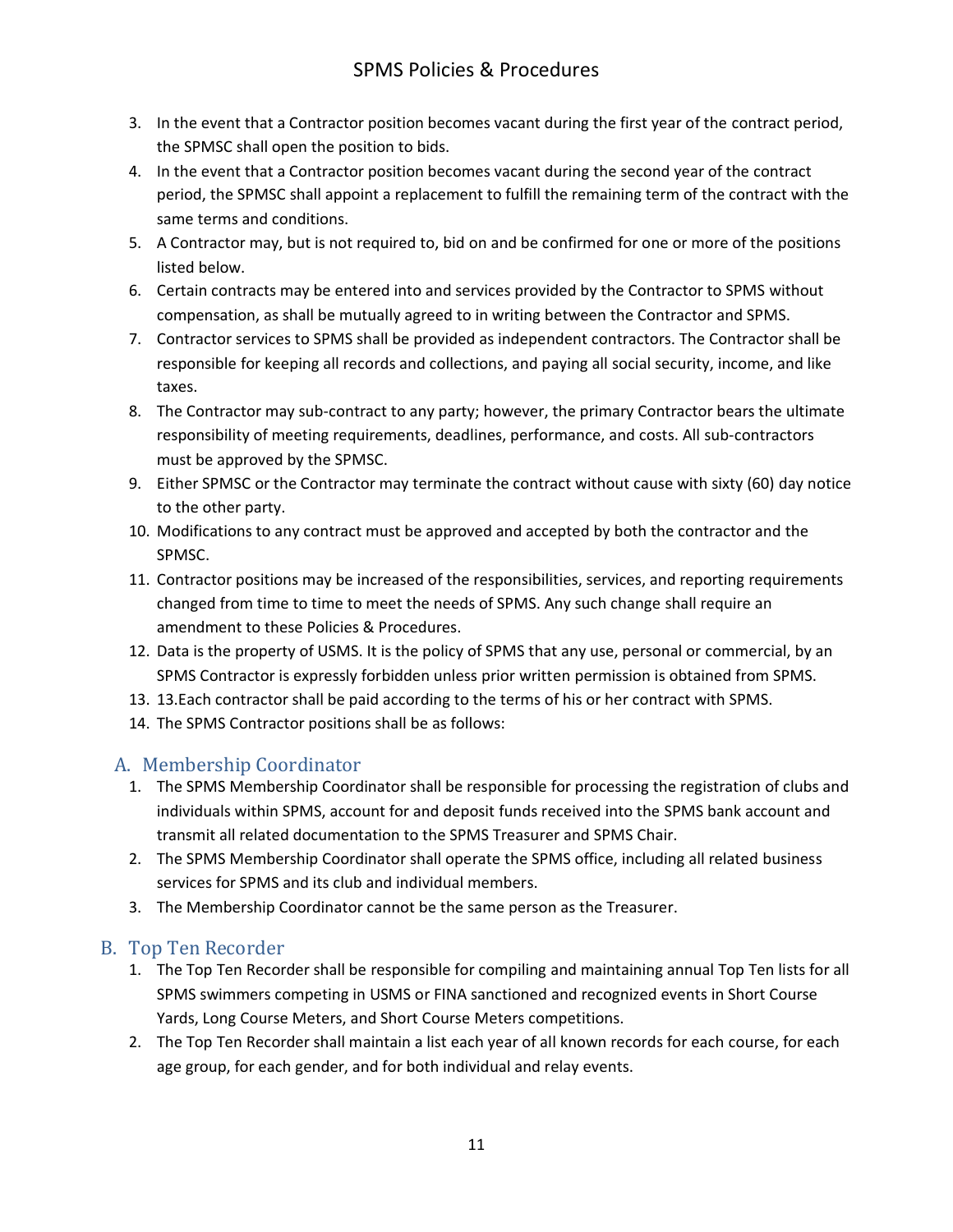3. In the event that a Contractor position becomes vacant during the first year of the contract period, the SPMSC shall open the position to bids.
4. In the event that a Contractor position becomes vacant during the second year of the contract period, the SPMSC shall appoint a replacement to fulfill the remaining term of the contract with the same terms and conditions.
5. A Contractor may, but is not required to, bid on and be confirmed for one or more of the positions listed below.
6. Certain contracts may be entered into and services provided by the Contractor to SPMS without compensation, as shall be mutually agreed to in writing between the Contractor and SPMS.
7. Contractor services to SPMS shall be provided as independent contractors. The Contractor shall be responsible for keeping all records and collections, and paying all social security, income, and like taxes.
8. The Contractor may sub-contract to any party; however, the primary Contractor bears the ultimate responsibility of meeting requirements, deadlines, performance, and costs. All sub-contractors must be approved by the SPMSC.
9. Either SPMSC or the Contractor may terminate the contract without cause with sixty (60) day notice to the other party.
10. Modifications to any contract must be approved and accepted by both the contractor and the SPMSC.
11. Contractor positions may be increased of the responsibilities, services, and reporting requirements changed from time to time to meet the needs of SPMS. Any such change shall require an amendment to these Policies & Procedures.
12. Data is the property of USMS. It is the policy of SPMS that any use, personal or commercial, by an SPMS Contractor is expressly forbidden unless prior written permission is obtained from SPMS.
13. 13.Each contractor shall be paid according to the terms of his or her contract with SPMS.
14. The SPMS Contractor positions shall be as follows:

## A. Membership Coordinator

1. The SPMS Membership Coordinator shall be responsible for processing the registration of clubs and individuals within SPMS, account for and deposit funds received into the SPMS bank account and transmit all related documentation to the SPMS Treasurer and SPMS Chair.
2. The SPMS Membership Coordinator shall operate the SPMS office, including all related business services for SPMS and its club and individual members.
3. The Membership Coordinator cannot be the same person as the Treasurer.

## B. Top Ten Recorder

1. The Top Ten Recorder shall be responsible for compiling and maintaining annual Top Ten lists for all SPMS swimmers competing in USMS or FINA sanctioned and recognized events in Short Course Yards, Long Course Meters, and Short Course Meters competitions.
2. The Top Ten Recorder shall maintain a list each year of all known records for each course, for each age group, for each gender, and for both individual and relay events.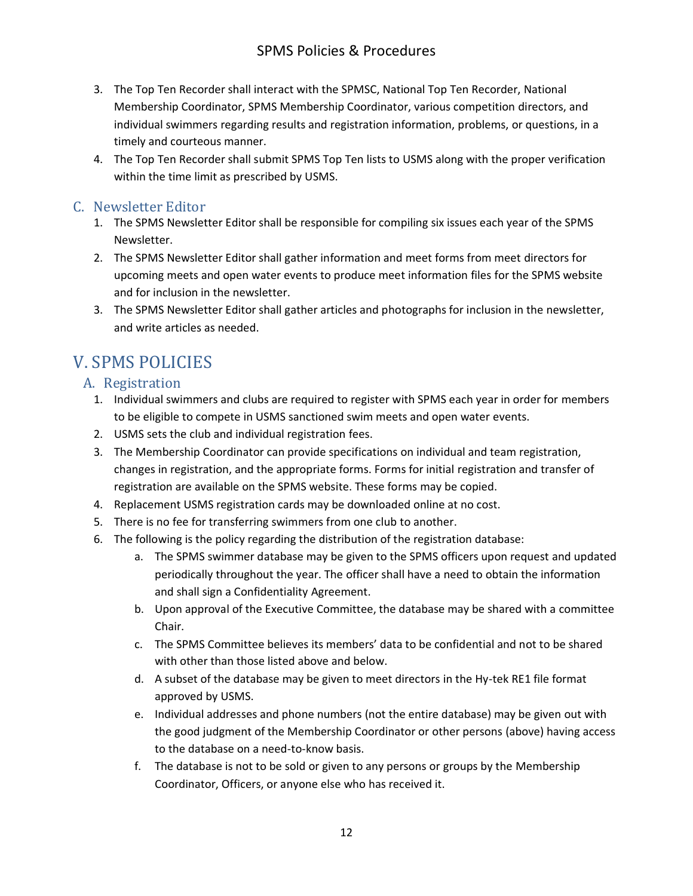3. The Top Ten Recorder shall interact with the SPMSC, National Top Ten Recorder, National Membership Coordinator, SPMS Membership Coordinator, various competition directors, and individual swimmers regarding results and registration information, problems, or questions, in a timely and courteous manner.
4. The Top Ten Recorder shall submit SPMS Top Ten lists to USMS along with the proper verification within the time limit as prescribed by USMS.

### C. Newsletter Editor

1. The SPMS Newsletter Editor shall be responsible for compiling six issues each year of the SPMS Newsletter.
2. The SPMS Newsletter Editor shall gather information and meet forms from meet directors for upcoming meets and open water events to produce meet information files for the SPMS website and for inclusion in the newsletter.
3. The SPMS Newsletter Editor shall gather articles and photographs for inclusion in the newsletter, and write articles as needed.

## V. SPMS POLICIES

### A. Registration

1. Individual swimmers and clubs are required to register with SPMS each year in order for members to be eligible to compete in USMS sanctioned swim meets and open water events.
2. USMS sets the club and individual registration fees.
3. The Membership Coordinator can provide specifications on individual and team registration, changes in registration, and the appropriate forms. Forms for initial registration and transfer of registration are available on the SPMS website. These forms may be copied.
4. Replacement USMS registration cards may be downloaded online at no cost.
5. There is no fee for transferring swimmers from one club to another.
6. The following is the policy regarding the distribution of the registration database:
   a. The SPMS swimmer database may be given to the SPMS officers upon request and updated periodically throughout the year. The officer shall have a need to obtain the information and shall sign a Confidentiality Agreement.
   b. Upon approval of the Executive Committee, the database may be shared with a committee Chair.
   c. The SPMS Committee believes its members' data to be confidential and not to be shared with other than those listed above and below.
   d. A subset of the database may be given to meet directors in the Hy-tek RE1 file format approved by USMS.
   e. Individual addresses and phone numbers (not the entire database) may be given out with the good judgment of the Membership Coordinator or other persons (above) having access to the database on a need-to-know basis.
   f. The database is not to be sold or given to any persons or groups by the Membership Coordinator, Officers, or anyone else who has received it.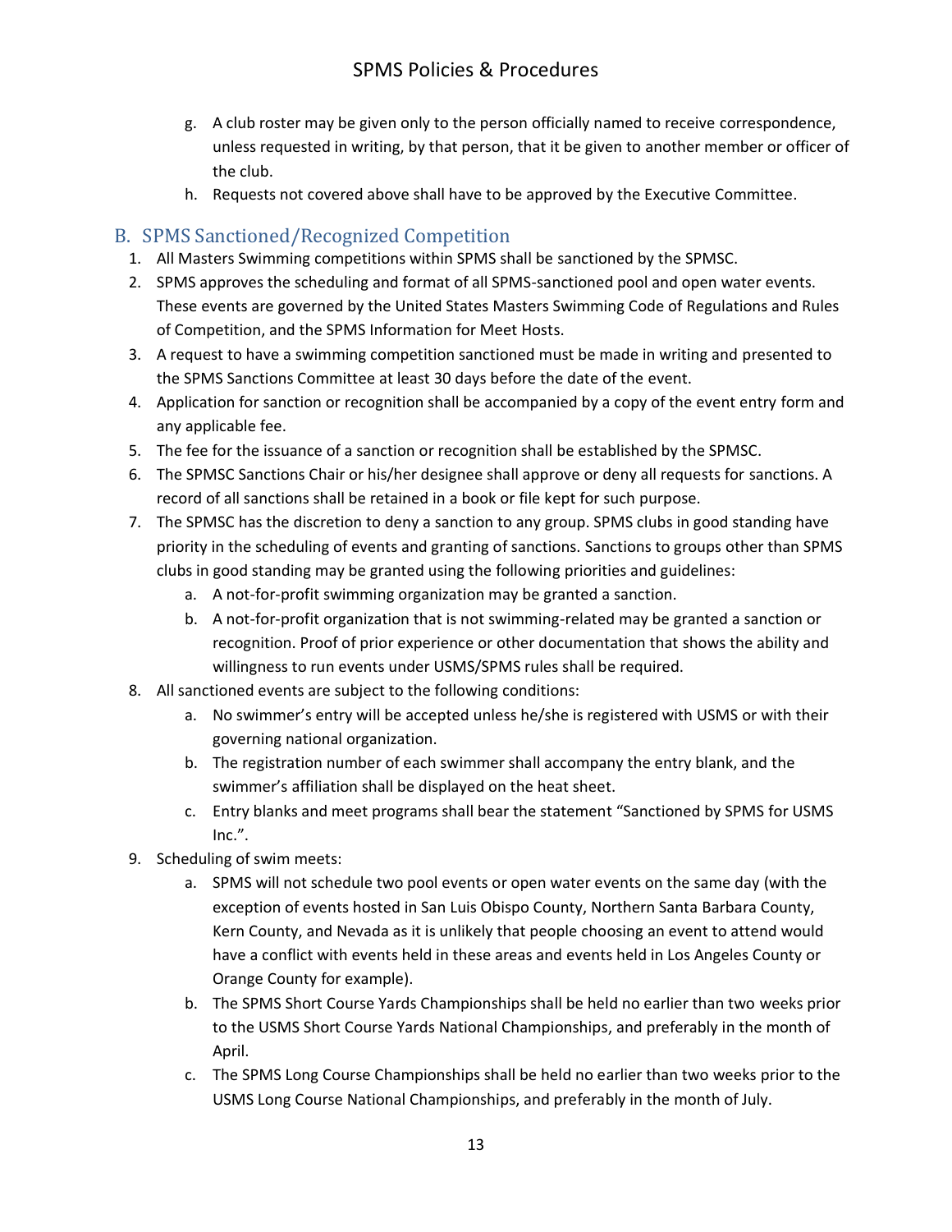g. A club roster may be given only to the person officially named to receive correspondence, unless requested in writing, by that person, that it be given to another member or officer of the club.
h. Requests not covered above shall have to be approved by the Executive Committee.

## B. SPMS Sanctioned/Recognized Competition

1. All Masters Swimming competitions within SPMS shall be sanctioned by the SPMSC.
2. SPMS approves the scheduling and format of all SPMS-sanctioned pool and open water events. These events are governed by the United States Masters Swimming Code of Regulations and Rules of Competition, and the SPMS Information for Meet Hosts.
3. A request to have a swimming competition sanctioned must be made in writing and presented to the SPMS Sanctions Committee at least 30 days before the date of the event.
4. Application for sanction or recognition shall be accompanied by a copy of the event entry form and any applicable fee.
5. The fee for the issuance of a sanction or recognition shall be established by the SPMSC.
6. The SPMSC Sanctions Chair or his/her designee shall approve or deny all requests for sanctions. A record of all sanctions shall be retained in a book or file kept for such purpose.
7. The SPMSC has the discretion to deny a sanction to any group. SPMS clubs in good standing have priority in the scheduling of events and granting of sanctions. Sanctions to groups other than SPMS clubs in good standing may be granted using the following priorities and guidelines:
    a. A not-for-profit swimming organization may be granted a sanction.
    b. A not-for-profit organization that is not swimming-related may be granted a sanction or recognition. Proof of prior experience or other documentation that shows the ability and willingness to run events under USMS/SPMS rules shall be required.
8. All sanctioned events are subject to the following conditions:
    a. No swimmer's entry will be accepted unless he/she is registered with USMS or with their governing national organization.
    b. The registration number of each swimmer shall accompany the entry blank, and the swimmer's affiliation shall be displayed on the heat sheet.
    c. Entry blanks and meet programs shall bear the statement "Sanctioned by SPMS for USMS Inc.".
9. Scheduling of swim meets:
    a. SPMS will not schedule two pool events or open water events on the same day (with the exception of events hosted in San Luis Obispo County, Northern Santa Barbara County, Kern County, and Nevada as it is unlikely that people choosing an event to attend would have a conflict with events held in these areas and events held in Los Angeles County or Orange County for example).
    b. The SPMS Short Course Yards Championships shall be held no earlier than two weeks prior to the USMS Short Course Yards National Championships, and preferably in the month of April.
    c. The SPMS Long Course Championships shall be held no earlier than two weeks prior to the USMS Long Course National Championships, and preferably in the month of July.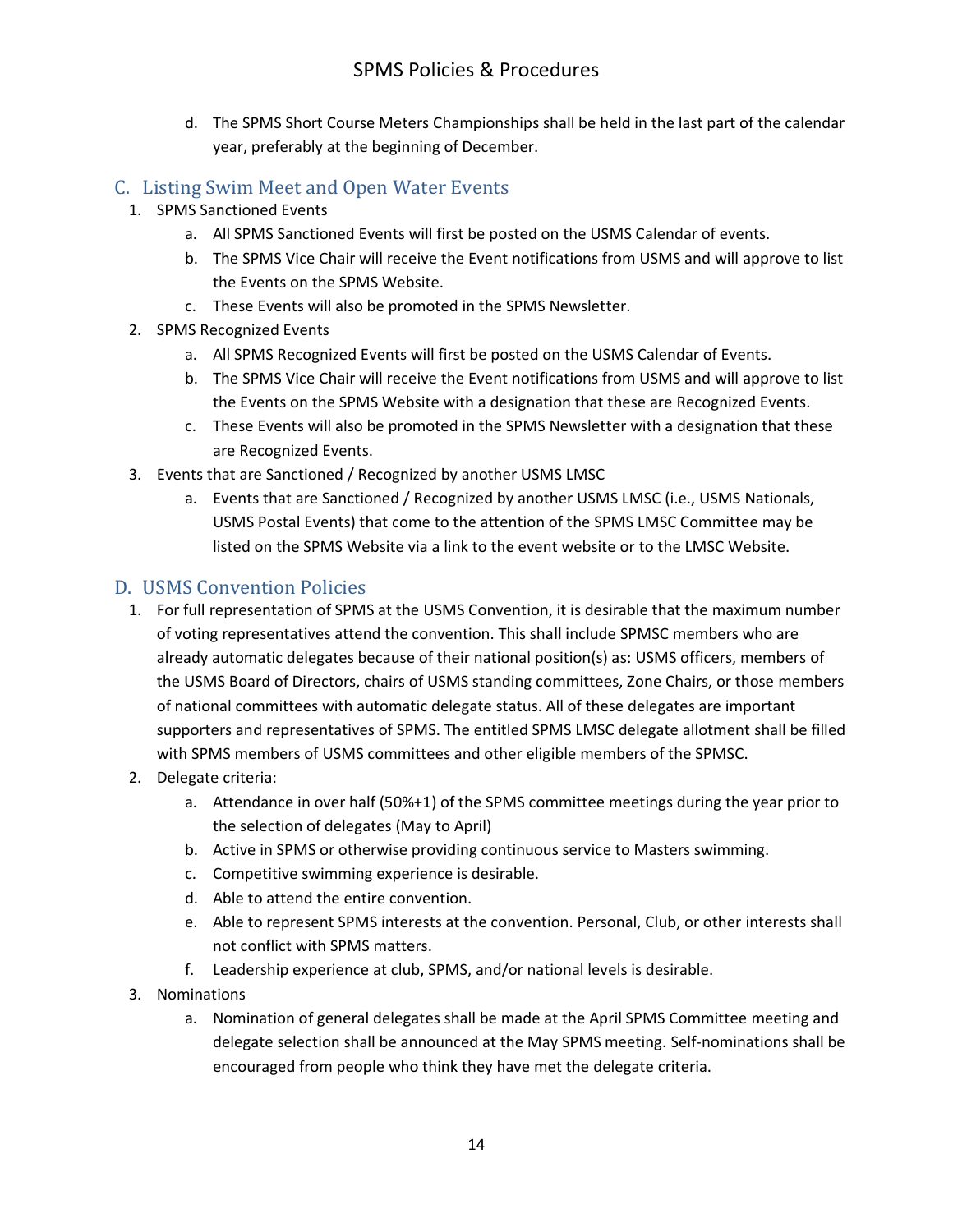d. The SPMS Short Course Meters Championships shall be held in the last part of the calendar year, preferably at the beginning of December.

## C. Listing Swim Meet and Open Water Events

1. SPMS Sanctioned Events
    a. All SPMS Sanctioned Events will first be posted on the USMS Calendar of events.
    b. The SPMS Vice Chair will receive the Event notifications from USMS and will approve to list the Events on the SPMS Website.
    c. These Events will also be promoted in the SPMS Newsletter.
2. SPMS Recognized Events
    a. All SPMS Recognized Events will first be posted on the USMS Calendar of Events.
    b. The SPMS Vice Chair will receive the Event notifications from USMS and will approve to list the Events on the SPMS Website with a designation that these are Recognized Events.
    c. These Events will also be promoted in the SPMS Newsletter with a designation that these are Recognized Events.
3. Events that are Sanctioned / Recognized by another USMS LMSC
    a. Events that are Sanctioned / Recognized by another USMS LMSC (i.e., USMS Nationals, USMS Postal Events) that come to the attention of the SPMS LMSC Committee may be listed on the SPMS Website via a link to the event website or to the LMSC Website.

## D. USMS Convention Policies

1. For full representation of SPMS at the USMS Convention, it is desirable that the maximum number of voting representatives attend the convention. This shall include SPMSC members who are already automatic delegates because of their national position(s) as: USMS officers, members of the USMS Board of Directors, chairs of USMS standing committees, Zone Chairs, or those members of national committees with automatic delegate status. All of these delegates are important supporters and representatives of SPMS. The entitled SPMS LMSC delegate allotment shall be filled with SPMS members of USMS committees and other eligible members of the SPMSC.
2. Delegate criteria:
    a. Attendance in over half (50%+1) of the SPMS committee meetings during the year prior to the selection of delegates (May to April)
    b. Active in SPMS or otherwise providing continuous service to Masters swimming.
    c. Competitive swimming experience is desirable.
    d. Able to attend the entire convention.
    e. Able to represent SPMS interests at the convention. Personal, Club, or other interests shall not conflict with SPMS matters.
    f. Leadership experience at club, SPMS, and/or national levels is desirable.
3. Nominations
    a. Nomination of general delegates shall be made at the April SPMS Committee meeting and delegate selection shall be announced at the May SPMS meeting. Self-nominations shall be encouraged from people who think they have met the delegate criteria.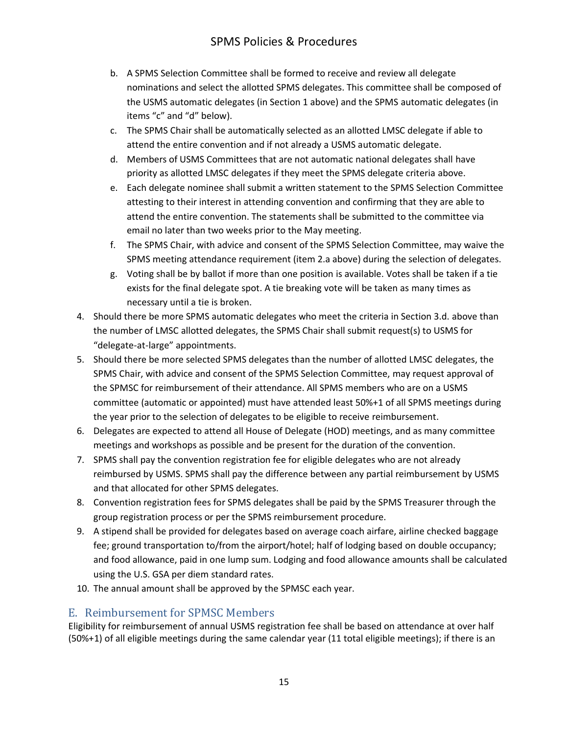b. A SPMS Selection Committee shall be formed to receive and review all delegate nominations and select the allotted SPMS delegates. This committee shall be composed of the USMS automatic delegates (in Section 1 above) and the SPMS automatic delegates (in items "c" and "d" below).
   c. The SPMS Chair shall be automatically selected as an allotted LMSC delegate if able to attend the entire convention and if not already a USMS automatic delegate.
   d. Members of USMS Committees that are not automatic national delegates shall have priority as allotted LMSC delegates if they meet the SPMS delegate criteria above.
   e. Each delegate nominee shall submit a written statement to the SPMS Selection Committee attesting to their interest in attending convention and confirming that they are able to attend the entire convention. The statements shall be submitted to the committee via email no later than two weeks prior to the May meeting.
   f. The SPMS Chair, with advice and consent of the SPMS Selection Committee, may waive the SPMS meeting attendance requirement (item 2.a above) during the selection of delegates.
   g. Voting shall be by ballot if more than one position is available. Votes shall be taken if a tie exists for the final delegate spot. A tie breaking vote will be taken as many times as necessary until a tie is broken.
4. Should there be more SPMS automatic delegates who meet the criteria in Section 3.d. above than the number of LMSC allotted delegates, the SPMS Chair shall submit request(s) to USMS for "delegate-at-large" appointments.
5. Should there be more selected SPMS delegates than the number of allotted LMSC delegates, the SPMS Chair, with advice and consent of the SPMS Selection Committee, may request approval of the SPMSC for reimbursement of their attendance. All SPMS members who are on a USMS committee (automatic or appointed) must have attended least 50%+1 of all SPMS meetings during the year prior to the selection of delegates to be eligible to receive reimbursement.
6. Delegates are expected to attend all House of Delegate (HOD) meetings, and as many committee meetings and workshops as possible and be present for the duration of the convention.
7. SPMS shall pay the convention registration fee for eligible delegates who are not already reimbursed by USMS. SPMS shall pay the difference between any partial reimbursement by USMS and that allocated for other SPMS delegates.
8. Convention registration fees for SPMS delegates shall be paid by the SPMS Treasurer through the group registration process or per the SPMS reimbursement procedure.
9. A stipend shall be provided for delegates based on average coach airfare, airline checked baggage fee; ground transportation to/from the airport/hotel; half of lodging based on double occupancy; and food allowance, paid in one lump sum. Lodging and food allowance amounts shall be calculated using the U.S. GSA per diem standard rates.
10. The annual amount shall be approved by the SPMSC each year.

## E. Reimbursement for SPMSC Members

Eligibility for reimbursement of annual USMS registration fee shall be based on attendance at over half (50%+1) of all eligible meetings during the same calendar year (11 total eligible meetings); if there is an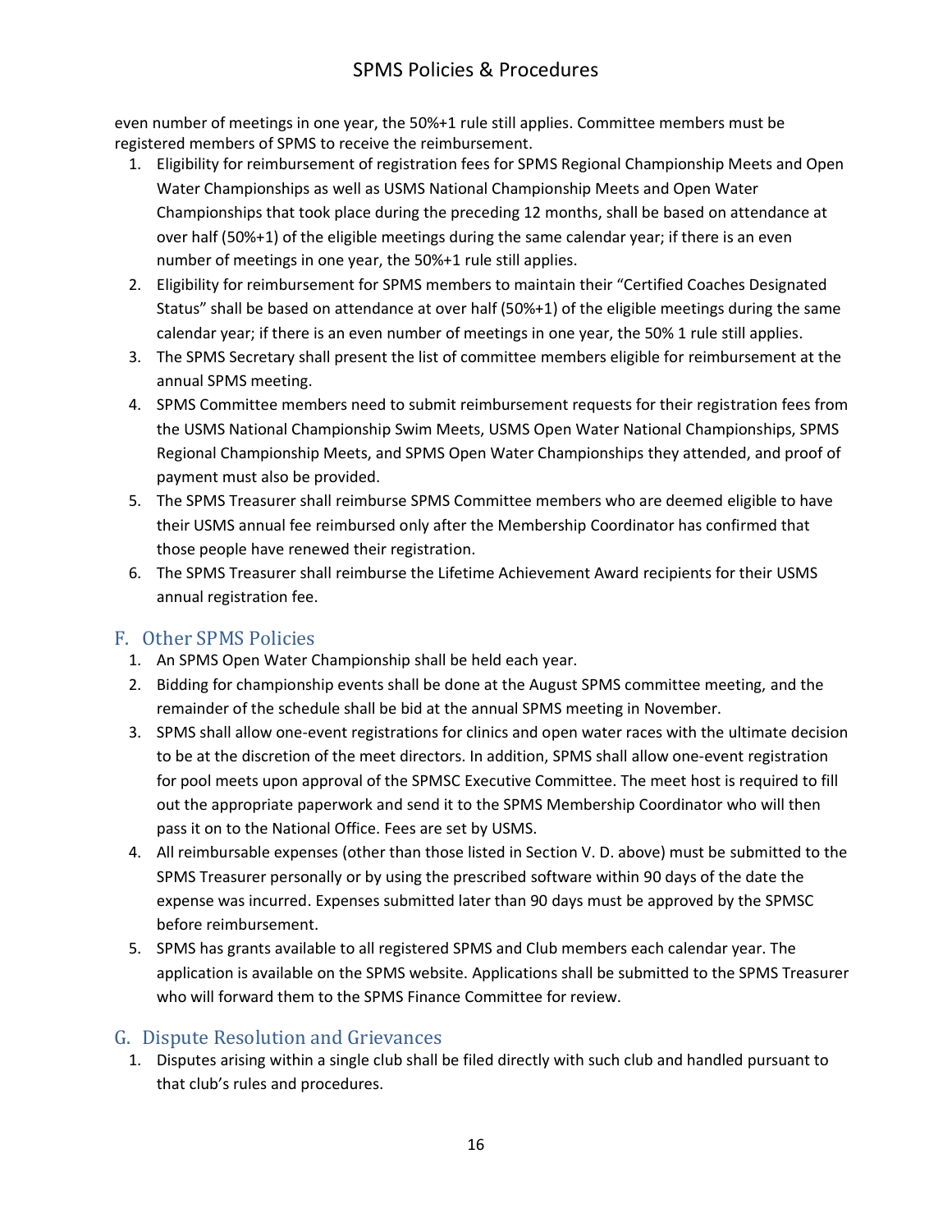even number of meetings in one year, the 50%+1 rule still applies. Committee members must be registered members of SPMS to receive the reimbursement.

1. Eligibility for reimbursement of registration fees for SPMS Regional Championship Meets and Open Water Championships as well as USMS National Championship Meets and Open Water Championships that took place during the preceding 12 months, shall be based on attendance at over half (50%+1) of the eligible meetings during the same calendar year; if there is an even number of meetings in one year, the 50%+1 rule still applies.
2. Eligibility for reimbursement for SPMS members to maintain their "Certified Coaches Designated Status" shall be based on attendance at over half (50%+1) of the eligible meetings during the same calendar year; if there is an even number of meetings in one year, the 50% 1 rule still applies.
3. The SPMS Secretary shall present the list of committee members eligible for reimbursement at the annual SPMS meeting.
4. SPMS Committee members need to submit reimbursement requests for their registration fees from the USMS National Championship Swim Meets, USMS Open Water National Championships, SPMS Regional Championship Meets, and SPMS Open Water Championships they attended, and proof of payment must also be provided.
5. The SPMS Treasurer shall reimburse SPMS Committee members who are deemed eligible to have their USMS annual fee reimbursed only after the Membership Coordinator has confirmed that those people have renewed their registration.
6. The SPMS Treasurer shall reimburse the Lifetime Achievement Award recipients for their USMS annual registration fee.

## F. Other SPMS Policies

1. An SPMS Open Water Championship shall be held each year.
2. Bidding for championship events shall be done at the August SPMS committee meeting, and the remainder of the schedule shall be bid at the annual SPMS meeting in November.
3. SPMS shall allow one-event registrations for clinics and open water races with the ultimate decision to be at the discretion of the meet directors. In addition, SPMS shall allow one-event registration for pool meets upon approval of the SPMSC Executive Committee. The meet host is required to fill out the appropriate paperwork and send it to the SPMS Membership Coordinator who will then pass it on to the National Office. Fees are set by USMS.
4. All reimbursable expenses (other than those listed in Section V. D. above) must be submitted to the SPMS Treasurer personally or by using the prescribed software within 90 days of the date the expense was incurred. Expenses submitted later than 90 days must be approved by the SPMSC before reimbursement.
5. SPMS has grants available to all registered SPMS and Club members each calendar year. The application is available on the SPMS website. Applications shall be submitted to the SPMS Treasurer who will forward them to the SPMS Finance Committee for review.

## G. Dispute Resolution and Grievances

1. Disputes arising within a single club shall be filed directly with such club and handled pursuant to that club's rules and procedures.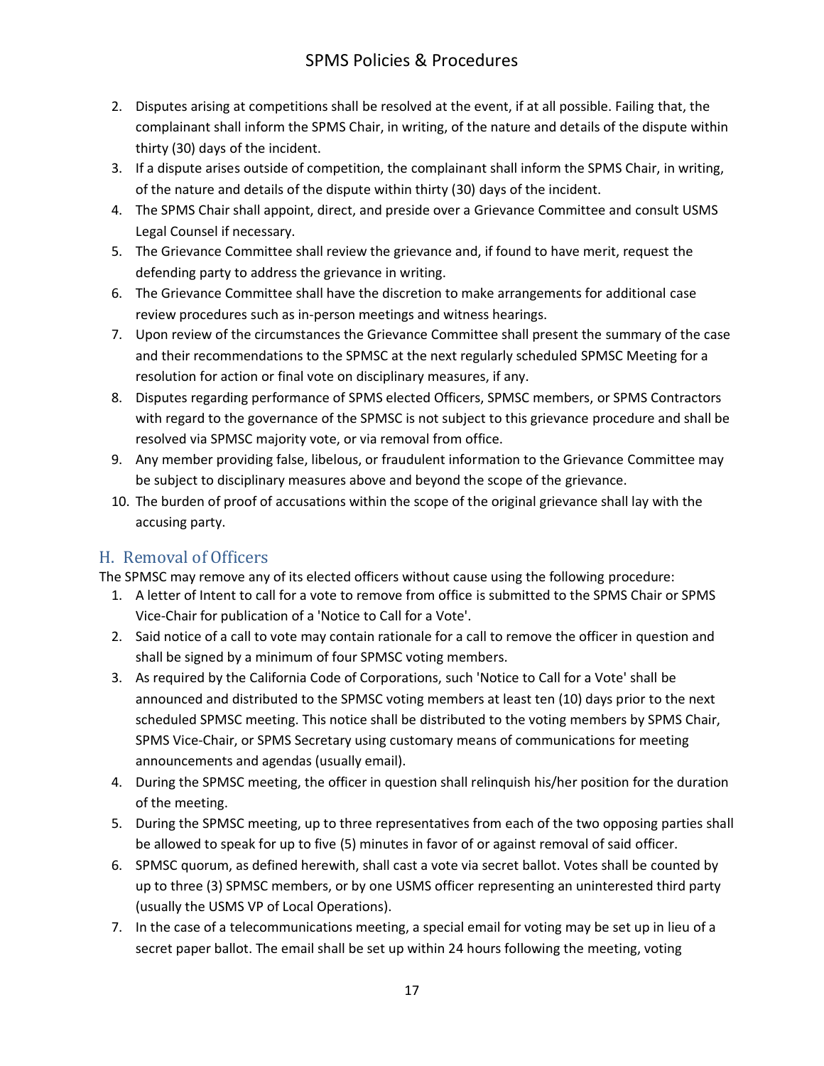2. Disputes arising at competitions shall be resolved at the event, if at all possible. Failing that, the complainant shall inform the SPMS Chair, in writing, of the nature and details of the dispute within thirty (30) days of the incident.
3. If a dispute arises outside of competition, the complainant shall inform the SPMS Chair, in writing, of the nature and details of the dispute within thirty (30) days of the incident.
4. The SPMS Chair shall appoint, direct, and preside over a Grievance Committee and consult USMS Legal Counsel if necessary.
5. The Grievance Committee shall review the grievance and, if found to have merit, request the defending party to address the grievance in writing.
6. The Grievance Committee shall have the discretion to make arrangements for additional case review procedures such as in-person meetings and witness hearings.
7. Upon review of the circumstances the Grievance Committee shall present the summary of the case and their recommendations to the SPMSC at the next regularly scheduled SPMSC Meeting for a resolution for action or final vote on disciplinary measures, if any.
8. Disputes regarding performance of SPMS elected Officers, SPMSC members, or SPMS Contractors with regard to the governance of the SPMSC is not subject to this grievance procedure and shall be resolved via SPMSC majority vote, or via removal from office.
9. Any member providing false, libelous, or fraudulent information to the Grievance Committee may be subject to disciplinary measures above and beyond the scope of the grievance.
10. The burden of proof of accusations within the scope of the original grievance shall lay with the accusing party.

## H. Removal of Officers

The SPMSC may remove any of its elected officers without cause using the following procedure:

1. A letter of Intent to call for a vote to remove from office is submitted to the SPMS Chair or SPMS Vice-Chair for publication of a 'Notice to Call for a Vote'.
2. Said notice of a call to vote may contain rationale for a call to remove the officer in question and shall be signed by a minimum of four SPMSC voting members.
3. As required by the California Code of Corporations, such 'Notice to Call for a Vote' shall be announced and distributed to the SPMSC voting members at least ten (10) days prior to the next scheduled SPMSC meeting. This notice shall be distributed to the voting members by SPMS Chair, SPMS Vice-Chair, or SPMS Secretary using customary means of communications for meeting announcements and agendas (usually email).
4. During the SPMSC meeting, the officer in question shall relinquish his/her position for the duration of the meeting.
5. During the SPMSC meeting, up to three representatives from each of the two opposing parties shall be allowed to speak for up to five (5) minutes in favor of or against removal of said officer.
6. SPMSC quorum, as defined herewith, shall cast a vote via secret ballot. Votes shall be counted by up to three (3) SPMSC members, or by one USMS officer representing an uninterested third party (usually the USMS VP of Local Operations).
7. In the case of a telecommunications meeting, a special email for voting may be set up in lieu of a secret paper ballot. The email shall be set up within 24 hours following the meeting, voting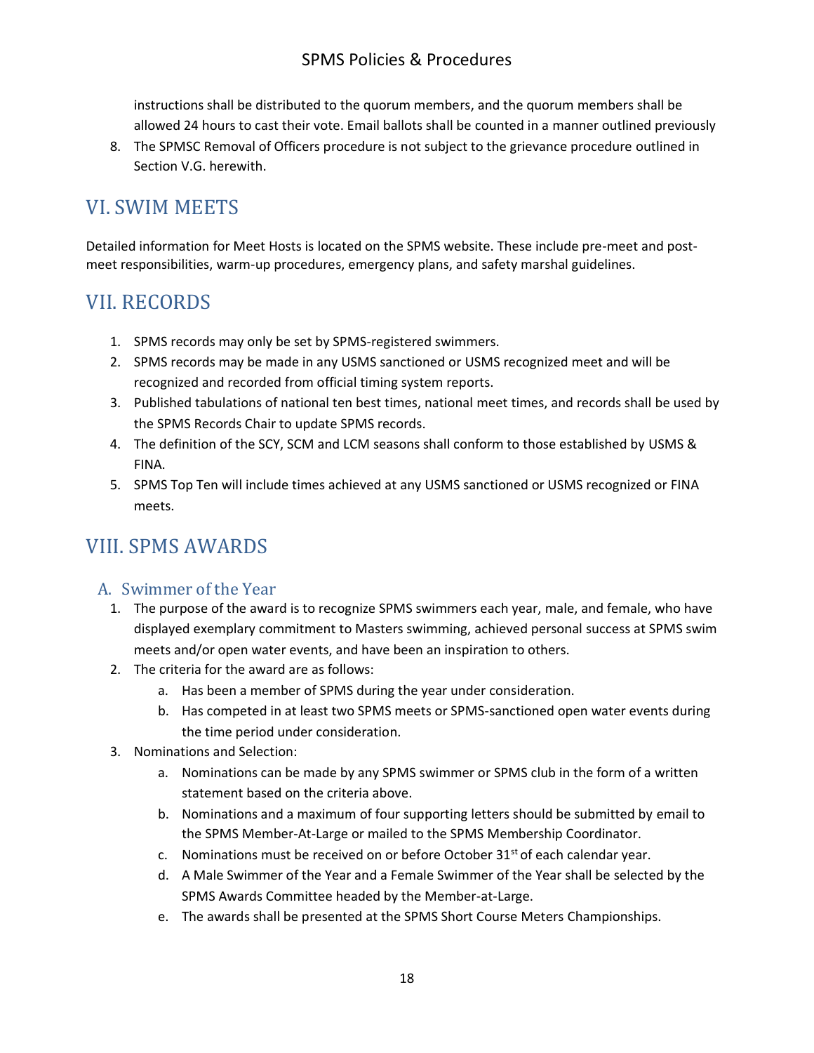instructions shall be distributed to the quorum members, and the quorum members shall be allowed 24 hours to cast their vote. Email ballots shall be counted in a manner outlined previously

8. The SPMSC Removal of Officers procedure is not subject to the grievance procedure outlined in Section V.G. herewith.

# VI. SWIM MEETS

Detailed information for Meet Hosts is located on the SPMS website. These include pre-meet and post-meet responsibilities, warm-up procedures, emergency plans, and safety marshal guidelines.

# VII. RECORDS

1. SPMS records may only be set by SPMS-registered swimmers.
2. SPMS records may be made in any USMS sanctioned or USMS recognized meet and will be recognized and recorded from official timing system reports.
3. Published tabulations of national ten best times, national meet times, and records shall be used by the SPMS Records Chair to update SPMS records.
4. The definition of the SCY, SCM and LCM seasons shall conform to those established by USMS & FINA.
5. SPMS Top Ten will include times achieved at any USMS sanctioned or USMS recognized or FINA meets.

# VIII. SPMS AWARDS

## A. Swimmer of the Year

1. The purpose of the award is to recognize SPMS swimmers each year, male, and female, who have displayed exemplary commitment to Masters swimming, achieved personal success at SPMS swim meets and/or open water events, and have been an inspiration to others.
2. The criteria for the award are as follows:
   a. Has been a member of SPMS during the year under consideration.
   b. Has competed in at least two SPMS meets or SPMS-sanctioned open water events during the time period under consideration.
3. Nominations and Selection:
   a. Nominations can be made by any SPMS swimmer or SPMS club in the form of a written statement based on the criteria above.
   b. Nominations and a maximum of four supporting letters should be submitted by email to the SPMS Member-At-Large or mailed to the SPMS Membership Coordinator.
   c. Nominations must be received on or before October 31st of each calendar year.
   d. A Male Swimmer of the Year and a Female Swimmer of the Year shall be selected by the SPMS Awards Committee headed by the Member-at-Large.
   e. The awards shall be presented at the SPMS Short Course Meters Championships.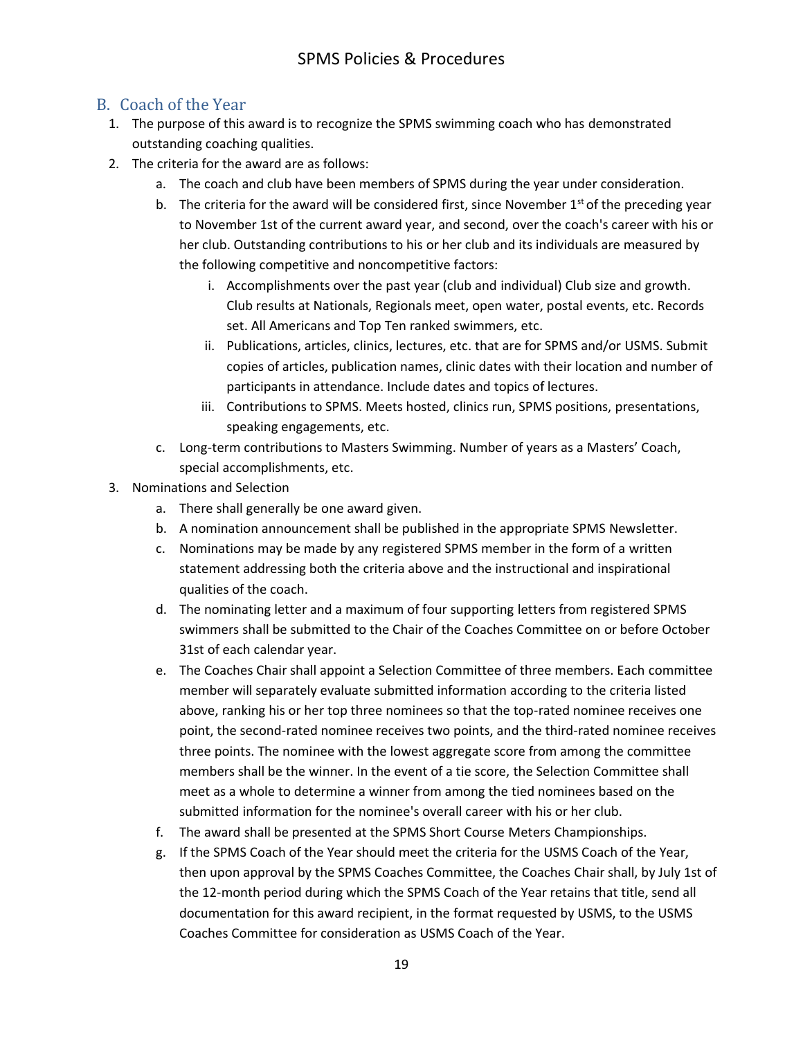## B. Coach of the Year

1. The purpose of this award is to recognize the SPMS swimming coach who has demonstrated outstanding coaching qualities.
2. The criteria for the award are as follows:
   a. The coach and club have been members of SPMS during the year under consideration.
   b. The criteria for the award will be considered first, since November 1st of the preceding year to November 1st of the current award year, and second, over the coach's career with his or her club. Outstanding contributions to his or her club and its individuals are measured by the following competitive and noncompetitive factors:
      i. Accomplishments over the past year (club and individual) Club size and growth. Club results at Nationals, Regionals meet, open water, postal events, etc. Records set. All Americans and Top Ten ranked swimmers, etc.
      ii. Publications, articles, clinics, lectures, etc. that are for SPMS and/or USMS. Submit copies of articles, publication names, clinic dates with their location and number of participants in attendance. Include dates and topics of lectures.
      iii. Contributions to SPMS. Meets hosted, clinics run, SPMS positions, presentations, speaking engagements, etc.
   c. Long-term contributions to Masters Swimming. Number of years as a Masters' Coach, special accomplishments, etc.
3. Nominations and Selection
   a. There shall generally be one award given.
   b. A nomination announcement shall be published in the appropriate SPMS Newsletter.
   c. Nominations may be made by any registered SPMS member in the form of a written statement addressing both the criteria above and the instructional and inspirational qualities of the coach.
   d. The nominating letter and a maximum of four supporting letters from registered SPMS swimmers shall be submitted to the Chair of the Coaches Committee on or before October 31st of each calendar year.
   e. The Coaches Chair shall appoint a Selection Committee of three members. Each committee member will separately evaluate submitted information according to the criteria listed above, ranking his or her top three nominees so that the top-rated nominee receives one point, the second-rated nominee receives two points, and the third-rated nominee receives three points. The nominee with the lowest aggregate score from among the committee members shall be the winner. In the event of a tie score, the Selection Committee shall meet as a whole to determine a winner from among the tied nominees based on the submitted information for the nominee's overall career with his or her club.
   f. The award shall be presented at the SPMS Short Course Meters Championships.
   g. If the SPMS Coach of the Year should meet the criteria for the USMS Coach of the Year, then upon approval by the SPMS Coaches Committee, the Coaches Chair shall, by July 1st of the 12-month period during which the SPMS Coach of the Year retains that title, send all documentation for this award recipient, in the format requested by USMS, to the USMS Coaches Committee for consideration as USMS Coach of the Year.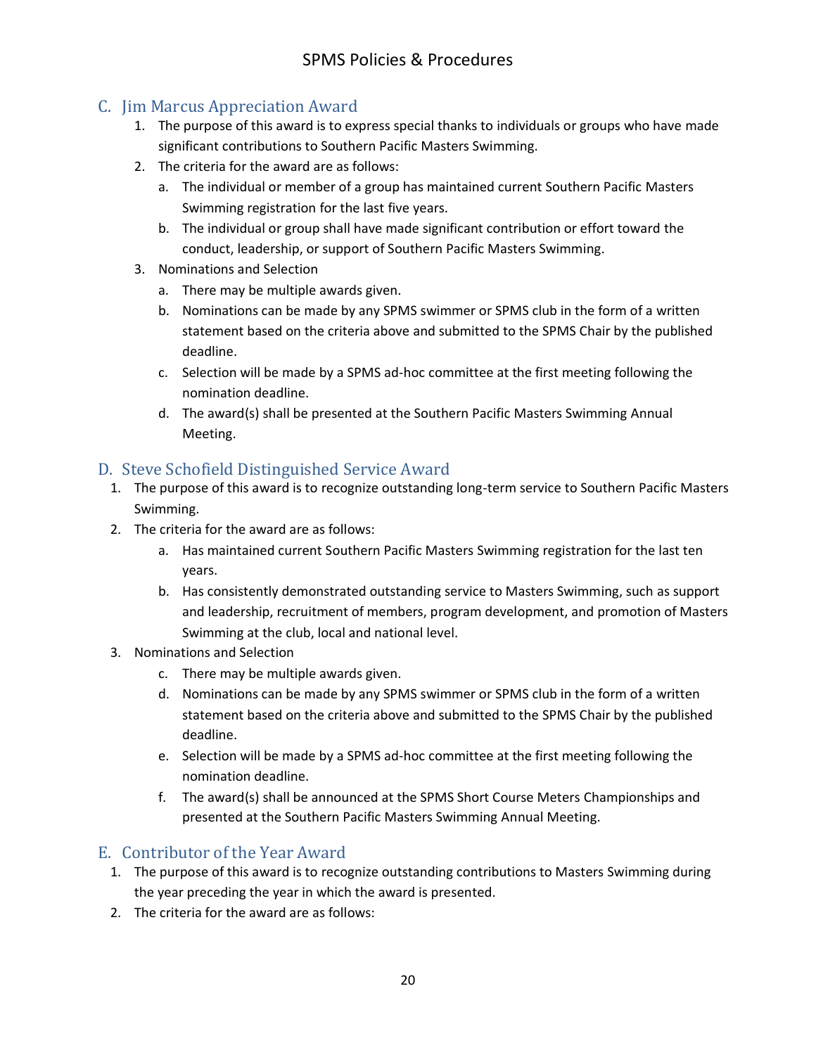## C. Jim Marcus Appreciation Award

1. The purpose of this award is to express special thanks to individuals or groups who have made significant contributions to Southern Pacific Masters Swimming.
2. The criteria for the award are as follows:
   a. The individual or member of a group has maintained current Southern Pacific Masters Swimming registration for the last five years.
   b. The individual or group shall have made significant contribution or effort toward the conduct, leadership, or support of Southern Pacific Masters Swimming.
3. Nominations and Selection
   a. There may be multiple awards given.
   b. Nominations can be made by any SPMS swimmer or SPMS club in the form of a written statement based on the criteria above and submitted to the SPMS Chair by the published deadline.
   c. Selection will be made by a SPMS ad-hoc committee at the first meeting following the nomination deadline.
   d. The award(s) shall be presented at the Southern Pacific Masters Swimming Annual Meeting.

## D. Steve Schofield Distinguished Service Award

1. The purpose of this award is to recognize outstanding long-term service to Southern Pacific Masters Swimming.
2. The criteria for the award are as follows:
   a. Has maintained current Southern Pacific Masters Swimming registration for the last ten years.
   b. Has consistently demonstrated outstanding service to Masters Swimming, such as support and leadership, recruitment of members, program development, and promotion of Masters Swimming at the club, local and national level.
3. Nominations and Selection
   c. There may be multiple awards given.
   d. Nominations can be made by any SPMS swimmer or SPMS club in the form of a written statement based on the criteria above and submitted to the SPMS Chair by the published deadline.
   e. Selection will be made by a SPMS ad-hoc committee at the first meeting following the nomination deadline.
   f. The award(s) shall be announced at the SPMS Short Course Meters Championships and presented at the Southern Pacific Masters Swimming Annual Meeting.

## E. Contributor of the Year Award

1. The purpose of this award is to recognize outstanding contributions to Masters Swimming during the year preceding the year in which the award is presented.
2. The criteria for the award are as follows: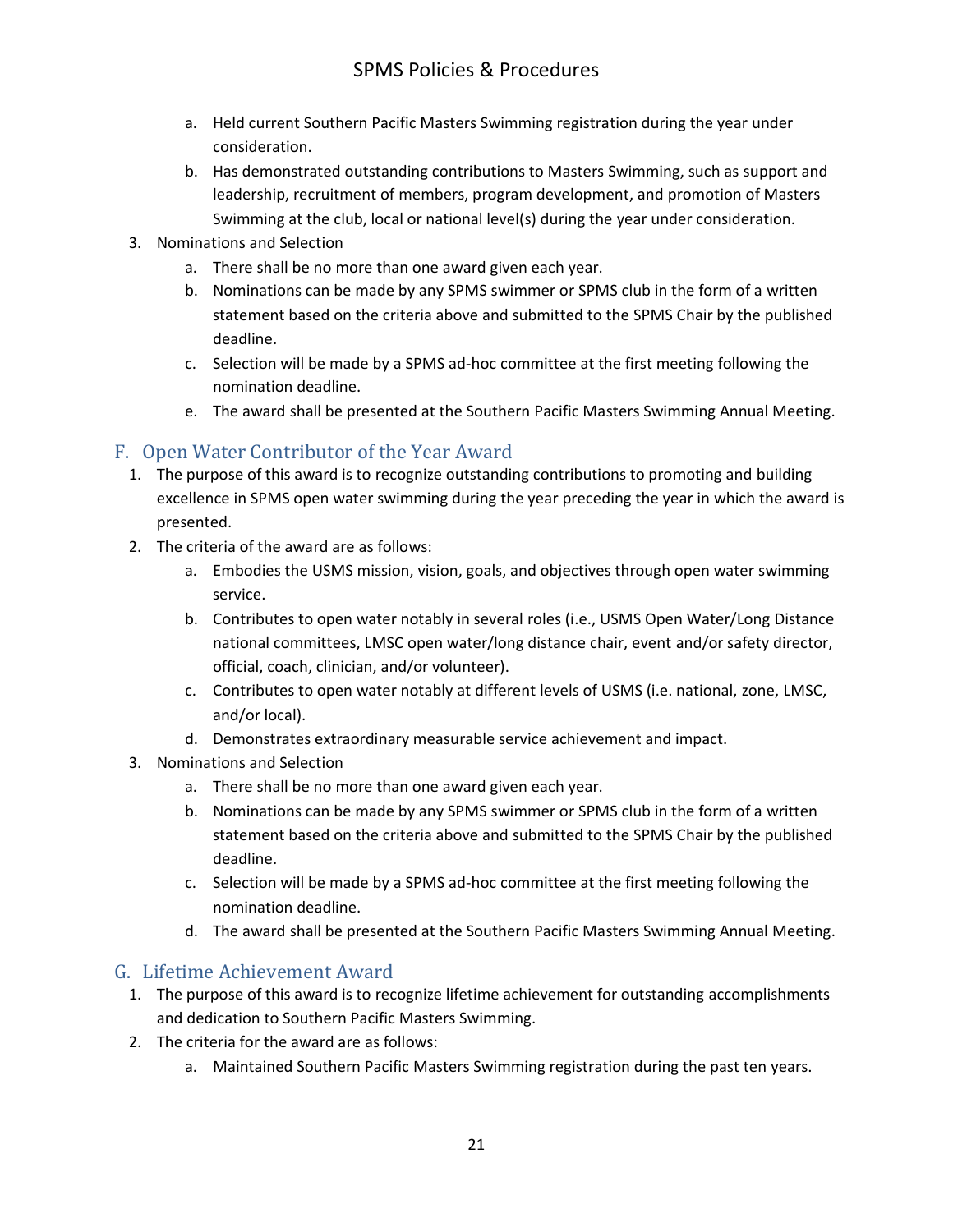a. Held current Southern Pacific Masters Swimming registration during the year under consideration.
   b. Has demonstrated outstanding contributions to Masters Swimming, such as support and leadership, recruitment of members, program development, and promotion of Masters Swimming at the club, local or national level(s) during the year under consideration.
3. Nominations and Selection
   a. There shall be no more than one award given each year.
   b. Nominations can be made by any SPMS swimmer or SPMS club in the form of a written statement based on the criteria above and submitted to the SPMS Chair by the published deadline.
   c. Selection will be made by a SPMS ad-hoc committee at the first meeting following the nomination deadline.
   e. The award shall be presented at the Southern Pacific Masters Swimming Annual Meeting.

## F. Open Water Contributor of the Year Award

1. The purpose of this award is to recognize outstanding contributions to promoting and building excellence in SPMS open water swimming during the year preceding the year in which the award is presented.
2. The criteria of the award are as follows:
   a. Embodies the USMS mission, vision, goals, and objectives through open water swimming service.
   b. Contributes to open water notably in several roles (i.e., USMS Open Water/Long Distance national committees, LMSC open water/long distance chair, event and/or safety director, official, coach, clinician, and/or volunteer).
   c. Contributes to open water notably at different levels of USMS (i.e. national, zone, LMSC, and/or local).
   d. Demonstrates extraordinary measurable service achievement and impact.
3. Nominations and Selection
   a. There shall be no more than one award given each year.
   b. Nominations can be made by any SPMS swimmer or SPMS club in the form of a written statement based on the criteria above and submitted to the SPMS Chair by the published deadline.
   c. Selection will be made by a SPMS ad-hoc committee at the first meeting following the nomination deadline.
   d. The award shall be presented at the Southern Pacific Masters Swimming Annual Meeting.

## G. Lifetime Achievement Award

1. The purpose of this award is to recognize lifetime achievement for outstanding accomplishments and dedication to Southern Pacific Masters Swimming.
2. The criteria for the award are as follows:
   a. Maintained Southern Pacific Masters Swimming registration during the past ten years.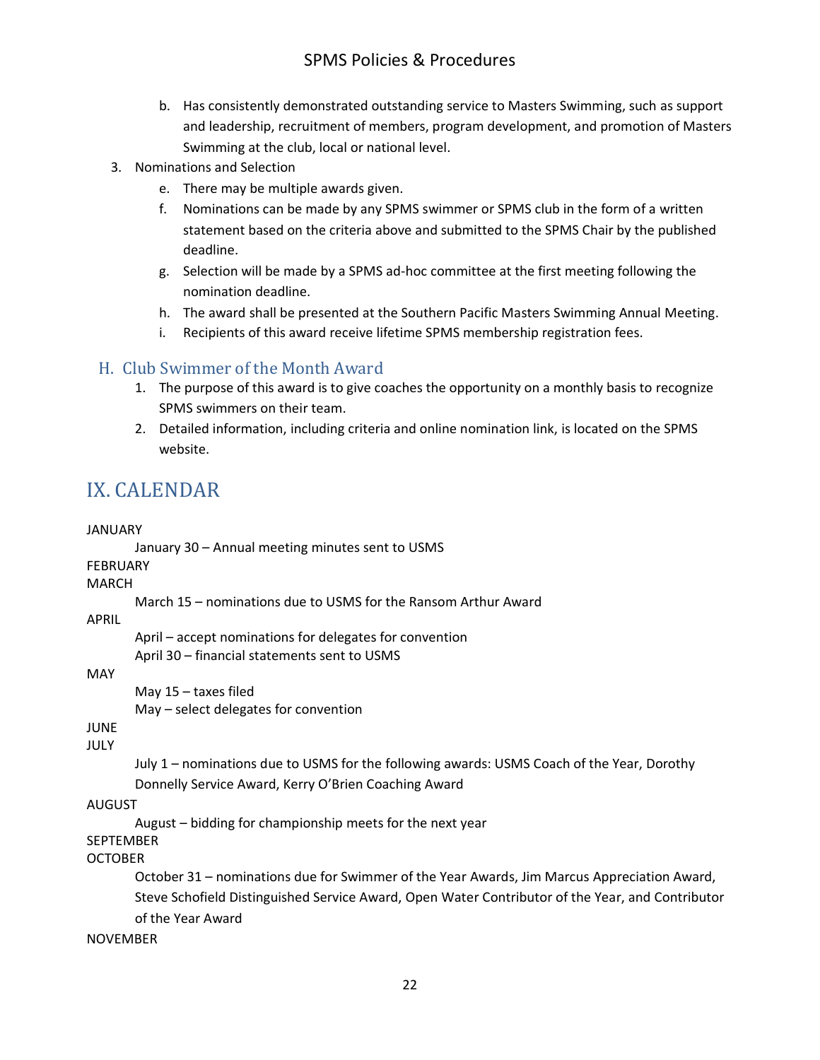b. Has consistently demonstrated outstanding service to Masters Swimming, such as support and leadership, recruitment of members, program development, and promotion of Masters Swimming at the club, local or national level.

3. Nominations and Selection
   e. There may be multiple awards given.
   f. Nominations can be made by any SPMS swimmer or SPMS club in the form of a written statement based on the criteria above and submitted to the SPMS Chair by the published deadline.
   g. Selection will be made by a SPMS ad-hoc committee at the first meeting following the nomination deadline.
   h. The award shall be presented at the Southern Pacific Masters Swimming Annual Meeting.
   i. Recipients of this award receive lifetime SPMS membership registration fees.

## H. Club Swimmer of the Month Award

1. The purpose of this award is to give coaches the opportunity on a monthly basis to recognize SPMS swimmers on their team.
2. Detailed information, including criteria and online nomination link, is located on the SPMS website.

# IX. CALENDAR

JANUARY

  January 30 – Annual meeting minutes sent to USMS

FEBRUARY

MARCH

  March 15 – nominations due to USMS for the Ransom Arthur Award

APRIL

  April – accept nominations for delegates for convention
  April 30 – financial statements sent to USMS

MAY

  May 15 – taxes filed
  May – select delegates for convention

JUNE

JULY

  July 1 – nominations due to USMS for the following awards: USMS Coach of the Year, Dorothy Donnelly Service Award, Kerry O'Brien Coaching Award

AUGUST

  August – bidding for championship meets for the next year

SEPTEMBER

OCTOBER

  October 31 – nominations due for Swimmer of the Year Awards, Jim Marcus Appreciation Award, Steve Schofield Distinguished Service Award, Open Water Contributor of the Year, and Contributor of the Year Award

NOVEMBER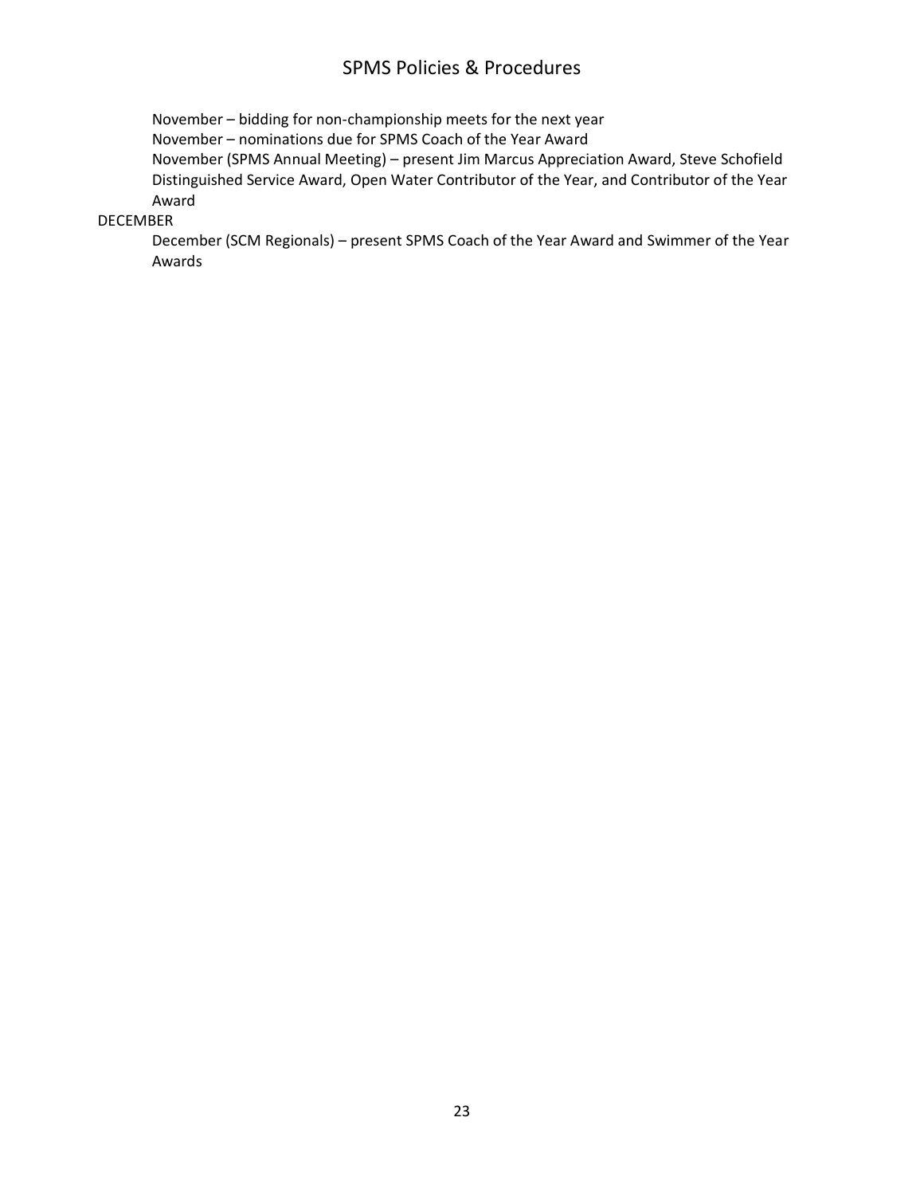November – bidding for non-championship meets for the next year

November – nominations due for SPMS Coach of the Year Award

November (SPMS Annual Meeting) – present Jim Marcus Appreciation Award, Steve Schofield Distinguished Service Award, Open Water Contributor of the Year, and Contributor of the Year Award

DECEMBER

December (SCM Regionals) – present SPMS Coach of the Year Award and Swimmer of the Year Awards